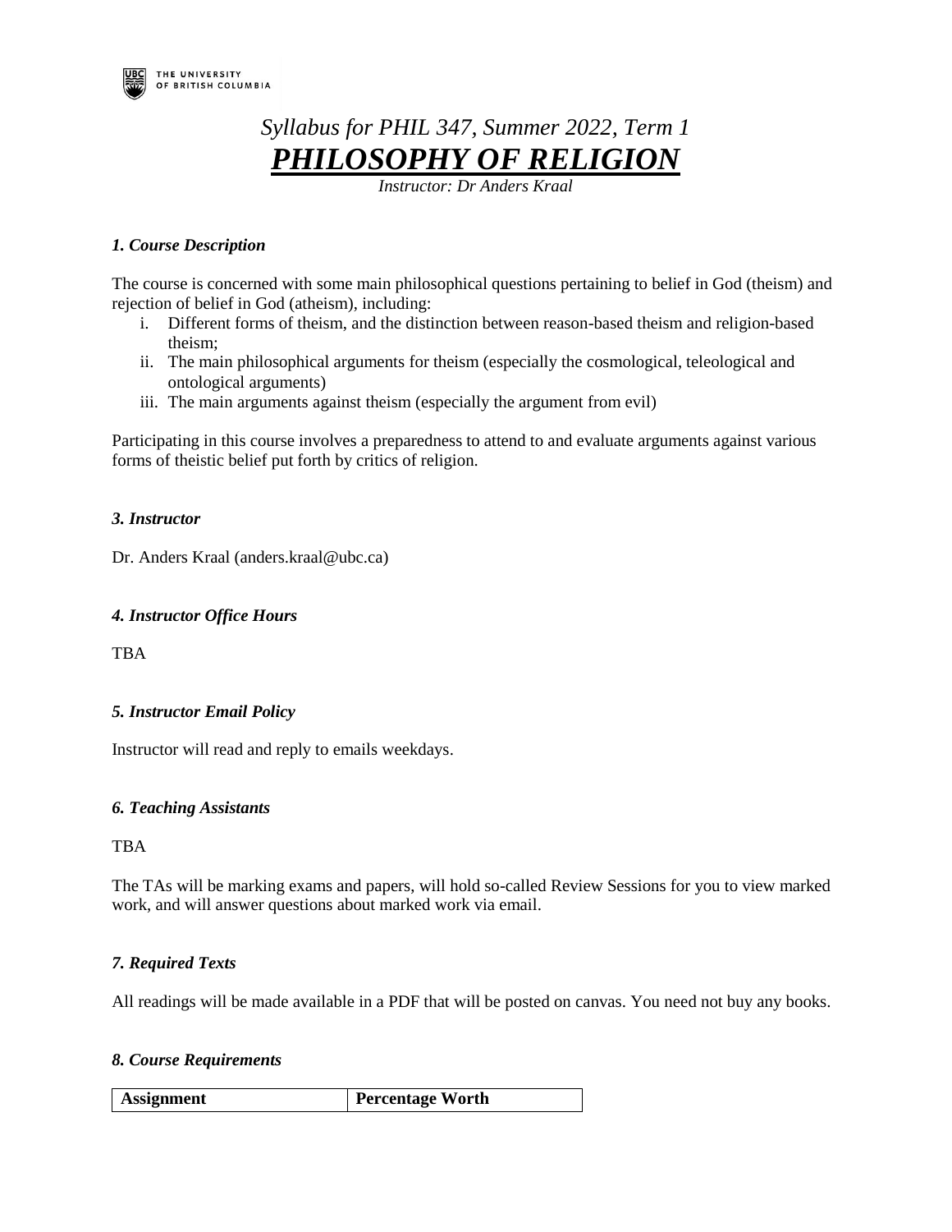THE UNIVERSITY OF BRITISH COLUMBIA

*Syllabus for PHIL 347, Summer 2022, Term 1*

# ***PHILOSOPHY OF RELIGION***

*Instructor: Dr Anders Kraal*

### *1. Course Description*

The course is concerned with some main philosophical questions pertaining to belief in God (theism) and rejection of belief in God (atheism), including:

- i. Different forms of theism, and the distinction between reason-based theism and religion-based theism;
- ii. The main philosophical arguments for theism (especially the cosmological, teleological and ontological arguments)
- iii. The main arguments against theism (especially the argument from evil)

Participating in this course involves a preparedness to attend to and evaluate arguments against various forms of theistic belief put forth by critics of religion.

### *3. Instructor*

Dr. Anders Kraal (anders.kraal@ubc.ca)

### *4. Instructor Office Hours*

TBA

### *5. Instructor Email Policy*

Instructor will read and reply to emails weekdays.

### *6. Teaching Assistants*

TBA

The TAs will be marking exams and papers, will hold so-called Review Sessions for you to view marked work, and will answer questions about marked work via email.

### *7. Required Texts*

All readings will be made available in a PDF that will be posted on canvas. You need not buy any books.

### *8. Course Requirements*

| Assignment | Percentage Worth |
| --- | --- |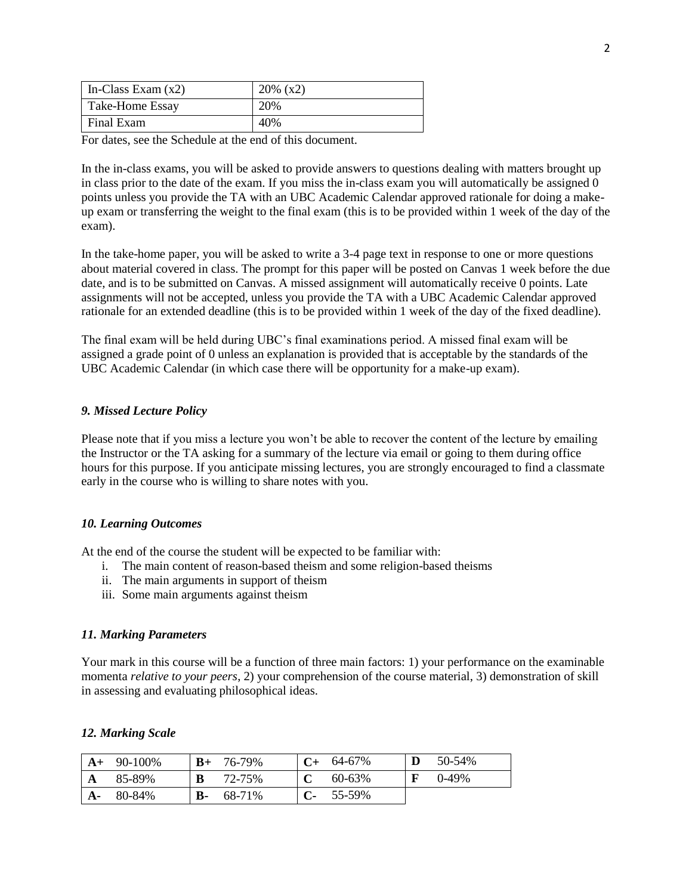| In-Class Exam (x2) | 20% (x2) |
|---|---|
| Take-Home Essay | 20% |
| Final Exam | 40% |

For dates, see the Schedule at the end of this document.

In the in-class exams, you will be asked to provide answers to questions dealing with matters brought up in class prior to the date of the exam. If you miss the in-class exam you will automatically be assigned 0 points unless you provide the TA with an UBC Academic Calendar approved rationale for doing a make-up exam or transferring the weight to the final exam (this is to be provided within 1 week of the day of the exam).

In the take-home paper, you will be asked to write a 3-4 page text in response to one or more questions about material covered in class. The prompt for this paper will be posted on Canvas 1 week before the due date, and is to be submitted on Canvas. A missed assignment will automatically receive 0 points. Late assignments will not be accepted, unless you provide the TA with a UBC Academic Calendar approved rationale for an extended deadline (this is to be provided within 1 week of the day of the fixed deadline).

The final exam will be held during UBC's final examinations period. A missed final exam will be assigned a grade point of 0 unless an explanation is provided that is acceptable by the standards of the UBC Academic Calendar (in which case there will be opportunity for a make-up exam).

### *9. Missed Lecture Policy*

Please note that if you miss a lecture you won't be able to recover the content of the lecture by emailing the Instructor or the TA asking for a summary of the lecture via email or going to them during office hours for this purpose. If you anticipate missing lectures, you are strongly encouraged to find a classmate early in the course who is willing to share notes with you.

### *10. Learning Outcomes*

At the end of the course the student will be expected to be familiar with:

i. The main content of reason-based theism and some religion-based theisms
ii. The main arguments in support of theism
iii. Some main arguments against theism

### *11. Marking Parameters*

Your mark in this course will be a function of three main factors: 1) your performance on the examinable momenta *relative to your peers*, 2) your comprehension of the course material, 3) demonstration of skill in assessing and evaluating philosophical ideas.

### *12. Marking Scale*

| | | | | | | | |
|---|---|---|---|---|---|---|---|
| **A+** | 90-100% | **B+** | 76-79% | **C+** | 64-67% | **D** | 50-54% |
| **A** | 85-89% | **B** | 72-75% | **C** | 60-63% | **F** | 0-49% |
| **A-** | 80-84% | **B-** | 68-71% | **C-** | 55-59% | | |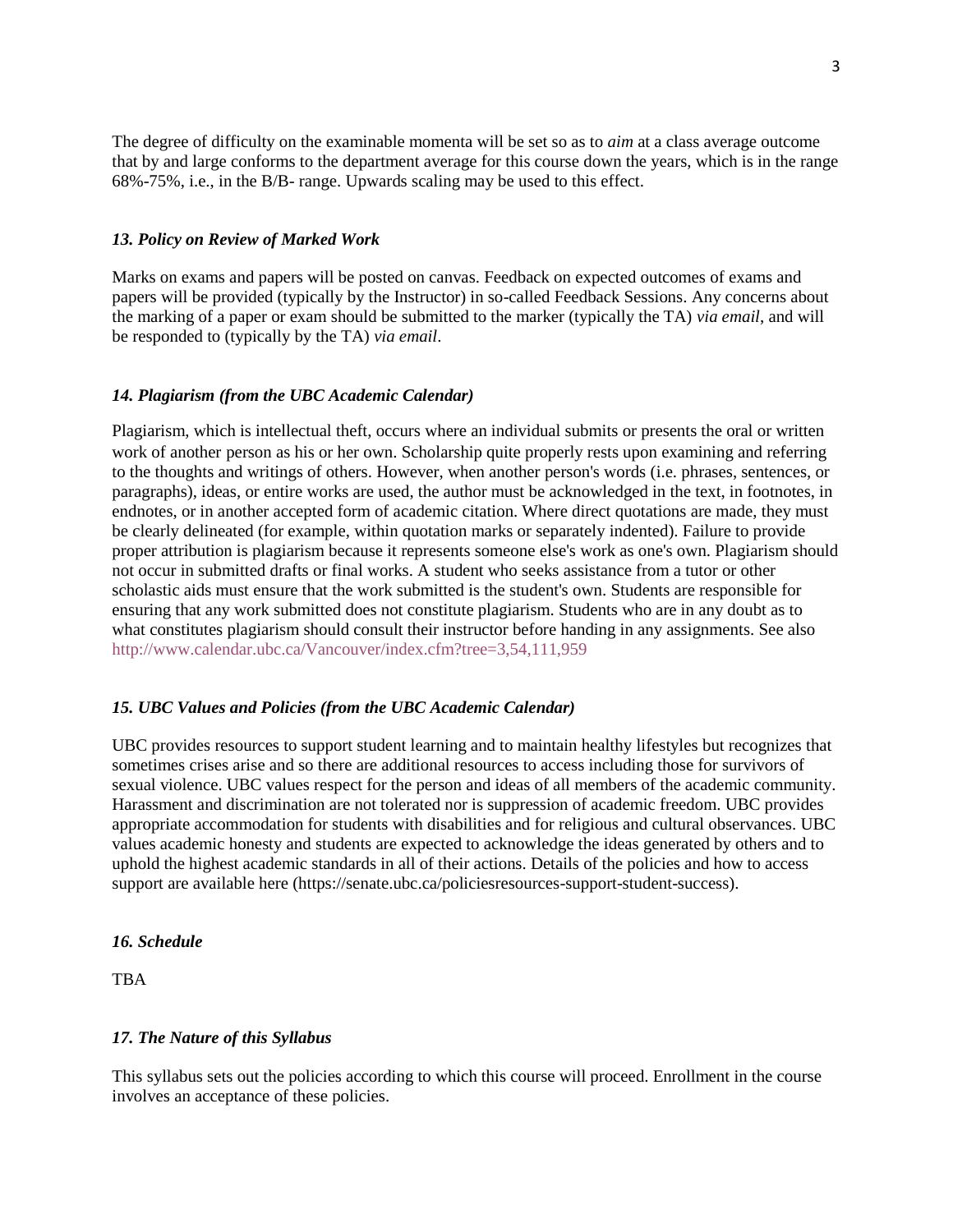The degree of difficulty on the examinable momenta will be set so as to *aim* at a class average outcome that by and large conforms to the department average for this course down the years, which is in the range 68%-75%, i.e., in the B/B- range. Upwards scaling may be used to this effect.

### *13. Policy on Review of Marked Work*

Marks on exams and papers will be posted on canvas. Feedback on expected outcomes of exams and papers will be provided (typically by the Instructor) in so-called Feedback Sessions. Any concerns about the marking of a paper or exam should be submitted to the marker (typically the TA) *via email*, and will be responded to (typically by the TA) *via email*.

### *14. Plagiarism (from the UBC Academic Calendar)*

Plagiarism, which is intellectual theft, occurs where an individual submits or presents the oral or written work of another person as his or her own. Scholarship quite properly rests upon examining and referring to the thoughts and writings of others. However, when another person's words (i.e. phrases, sentences, or paragraphs), ideas, or entire works are used, the author must be acknowledged in the text, in footnotes, in endnotes, or in another accepted form of academic citation. Where direct quotations are made, they must be clearly delineated (for example, within quotation marks or separately indented). Failure to provide proper attribution is plagiarism because it represents someone else's work as one's own. Plagiarism should not occur in submitted drafts or final works. A student who seeks assistance from a tutor or other scholastic aids must ensure that the work submitted is the student's own. Students are responsible for ensuring that any work submitted does not constitute plagiarism. Students who are in any doubt as to what constitutes plagiarism should consult their instructor before handing in any assignments. See also http://www.calendar.ubc.ca/Vancouver/index.cfm?tree=3,54,111,959

### *15. UBC Values and Policies (from the UBC Academic Calendar)*

UBC provides resources to support student learning and to maintain healthy lifestyles but recognizes that sometimes crises arise and so there are additional resources to access including those for survivors of sexual violence. UBC values respect for the person and ideas of all members of the academic community. Harassment and discrimination are not tolerated nor is suppression of academic freedom. UBC provides appropriate accommodation for students with disabilities and for religious and cultural observances. UBC values academic honesty and students are expected to acknowledge the ideas generated by others and to uphold the highest academic standards in all of their actions. Details of the policies and how to access support are available here (https://senate.ubc.ca/policiesresources-support-student-success).

### *16. Schedule*

TBA

### *17. The Nature of this Syllabus*

This syllabus sets out the policies according to which this course will proceed. Enrollment in the course involves an acceptance of these policies.